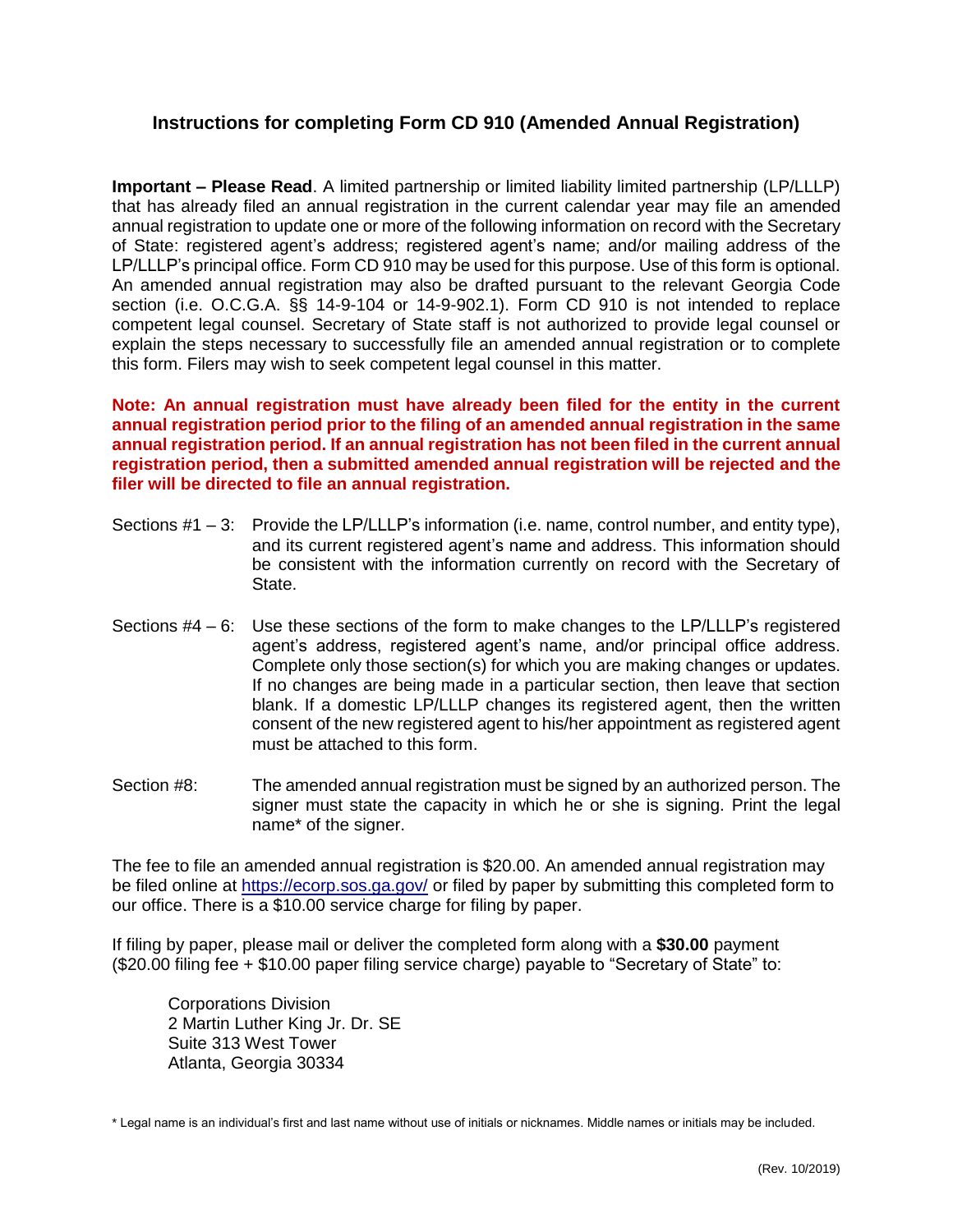## Instructions for completing Form CD 910 (Amended Annual Registration)

**Important – Please Read**. A limited partnership or limited liability limited partnership (LP/LLLP) that has already filed an annual registration in the current calendar year may file an amended annual registration to update one or more of the following information on record with the Secretary of State: registered agent's address; registered agent's name; and/or mailing address of the LP/LLLP's principal office. Form CD 910 may be used for this purpose. Use of this form is optional. An amended annual registration may also be drafted pursuant to the relevant Georgia Code section (i.e. O.C.G.A. §§ 14-9-104 or 14-9-902.1). Form CD 910 is not intended to replace competent legal counsel. Secretary of State staff is not authorized to provide legal counsel or explain the steps necessary to successfully file an amended annual registration or to complete this form. Filers may wish to seek competent legal counsel in this matter.

**Note: An annual registration must have already been filed for the entity in the current annual registration period prior to the filing of an amended annual registration in the same annual registration period. If an annual registration has not been filed in the current annual registration period, then a submitted amended annual registration will be rejected and the filer will be directed to file an annual registration.**

Sections #1 – 3: Provide the LP/LLLP's information (i.e. name, control number, and entity type), and its current registered agent's name and address. This information should be consistent with the information currently on record with the Secretary of State.

Sections #4 – 6: Use these sections of the form to make changes to the LP/LLLP's registered agent's address, registered agent's name, and/or principal office address. Complete only those section(s) for which you are making changes or updates. If no changes are being made in a particular section, then leave that section blank. If a domestic LP/LLLP changes its registered agent, then the written consent of the new registered agent to his/her appointment as registered agent must be attached to this form.

Section #8: The amended annual registration must be signed by an authorized person. The signer must state the capacity in which he or she is signing. Print the legal name* of the signer.

The fee to file an amended annual registration is $20.00. An amended annual registration may be filed online at https://ecorp.sos.ga.gov/ or filed by paper by submitting this completed form to our office. There is a $10.00 service charge for filing by paper.

If filing by paper, please mail or deliver the completed form along with a **$30.00** payment ($20.00 filing fee + $10.00 paper filing service charge) payable to "Secretary of State" to:

Corporations Division
2 Martin Luther King Jr. Dr. SE
Suite 313 West Tower
Atlanta, Georgia 30334

\* Legal name is an individual's first and last name without use of initials or nicknames. Middle names or initials may be included.

(Rev. 10/2019)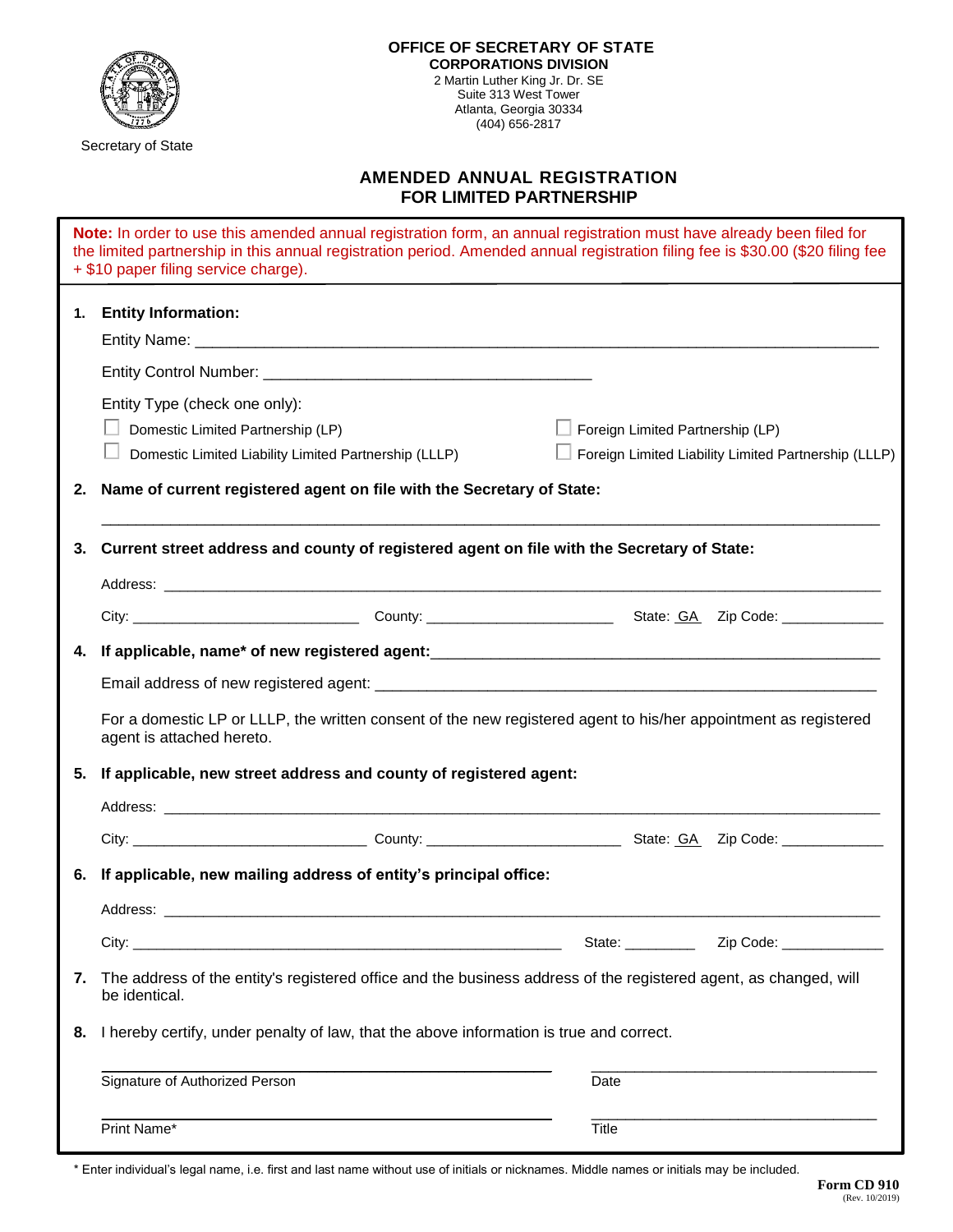Secretary of State

**OFFICE OF SECRETARY OF STATE**
**CORPORATIONS DIVISION**
2 Martin Luther King Jr. Dr. SE
Suite 313 West Tower
Atlanta, Georgia 30334
(404) 656-2817

# AMENDED ANNUAL REGISTRATION FOR LIMITED PARTNERSHIP

**Note:** In order to use this amended annual registration form, an annual registration must have already been filed for the limited partnership in this annual registration period. Amended annual registration filing fee is $30.00 ($20 filing fee + $10 paper filing service charge).

**1. Entity Information:**

Entity Name: ______________________________________________

Entity Control Number: ______________________________

Entity Type (check one only):

- ☐ Domestic Limited Partnership (LP)
- ☐ Domestic Limited Liability Limited Partnership (LLLP)
- ☐ Foreign Limited Partnership (LP)
- ☐ Foreign Limited Liability Limited Partnership (LLLP)

**2. Name of current registered agent on file with the Secretary of State:**

______________________________________________

**3. Current street address and county of registered agent on file with the Secretary of State:**

Address: ______________________________________________

City: ____________________ County: ____________________ State: GA Zip Code: __________

**4. If applicable, name* of new registered agent:** ______________________________

Email address of new registered agent: ______________________________

For a domestic LP or LLLP, the written consent of the new registered agent to his/her appointment as registered agent is attached hereto.

**5. If applicable, new street address and county of registered agent:**

Address: ______________________________________________

City: ____________________ County: ____________________ State: GA Zip Code: __________

**6. If applicable, new mailing address of entity's principal office:**

Address: ______________________________________________

City: ______________________________ State: ________ Zip Code: __________

**7.** The address of the entity's registered office and the business address of the registered agent, as changed, will be identical.

**8.** I hereby certify, under penalty of law, that the above information is true and correct.

______________________________ ______________________________
Signature of Authorized Person Date

______________________________ ______________________________
Print Name* Title

\* Enter individual's legal name, i.e. first and last name without use of initials or nicknames. Middle names or initials may be included.

**Form CD 910**
(Rev. 10/2019)